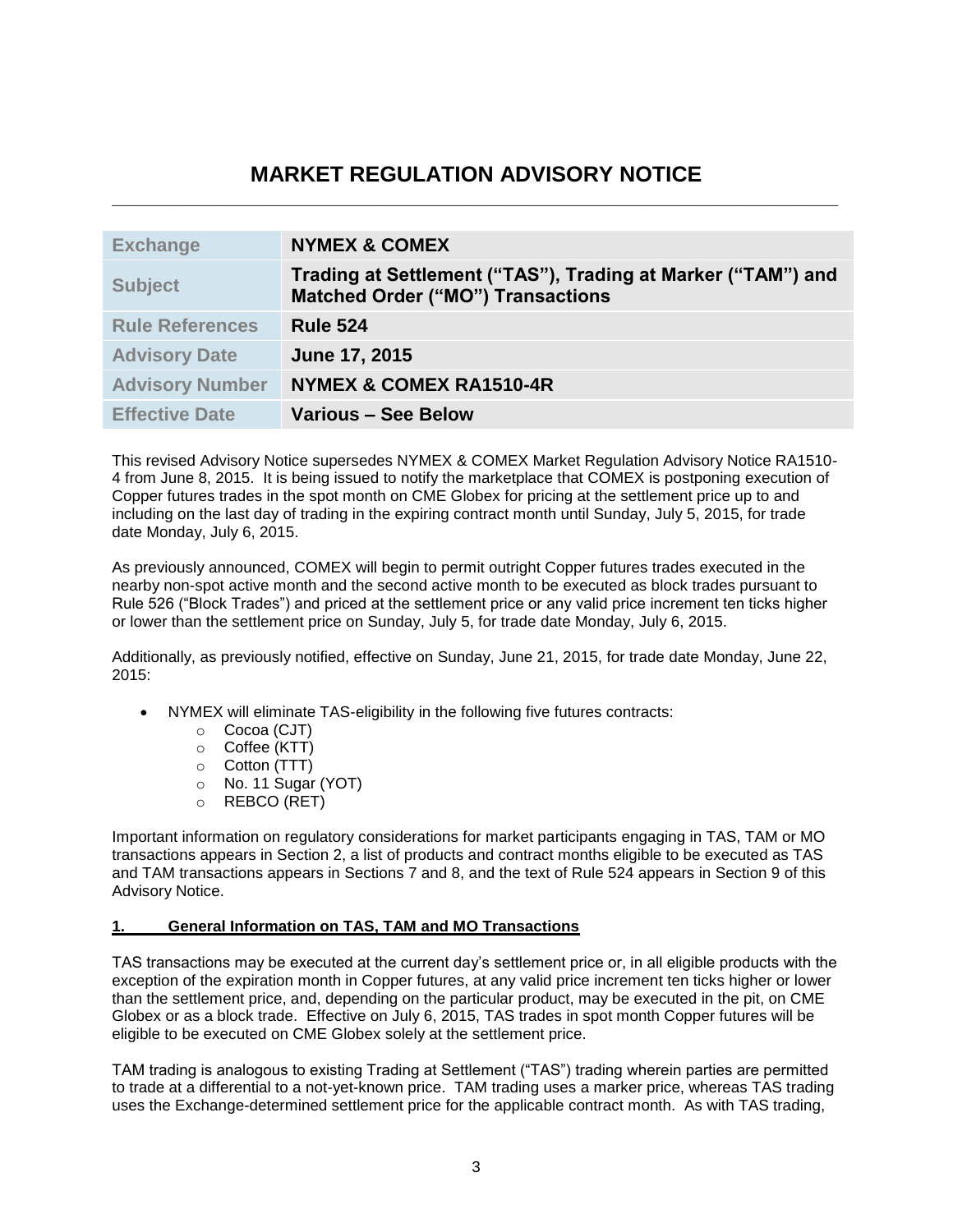# MARKET REGULATION ADVISORY NOTICE

| | |
|---|---|
| **Exchange** | **NYMEX & COMEX** |
| **Subject** | **Trading at Settlement ("TAS"), Trading at Marker ("TAM") and Matched Order ("MO") Transactions** |
| **Rule References** | **Rule 524** |
| **Advisory Date** | **June 17, 2015** |
| **Advisory Number** | **NYMEX & COMEX RA1510-4R** |
| **Effective Date** | **Various – See Below** |

This revised Advisory Notice supersedes NYMEX & COMEX Market Regulation Advisory Notice RA1510-4 from June 8, 2015. It is being issued to notify the marketplace that COMEX is postponing execution of Copper futures trades in the spot month on CME Globex for pricing at the settlement price up to and including on the last day of trading in the expiring contract month until Sunday, July 5, 2015, for trade date Monday, July 6, 2015.

As previously announced, COMEX will begin to permit outright Copper futures trades executed in the nearby non-spot active month and the second active month to be executed as block trades pursuant to Rule 526 ("Block Trades") and priced at the settlement price or any valid price increment ten ticks higher or lower than the settlement price on Sunday, July 5, for trade date Monday, July 6, 2015.

Additionally, as previously notified, effective on Sunday, June 21, 2015, for trade date Monday, June 22, 2015:

- NYMEX will eliminate TAS-eligibility in the following five futures contracts:
  - Cocoa (CJT)
  - Coffee (KTT)
  - Cotton (TTT)
  - No. 11 Sugar (YOT)
  - REBCO (RET)

Important information on regulatory considerations for market participants engaging in TAS, TAM or MO transactions appears in Section 2, a list of products and contract months eligible to be executed as TAS and TAM transactions appears in Sections 7 and 8, and the text of Rule 524 appears in Section 9 of this Advisory Notice.

## 1. General Information on TAS, TAM and MO Transactions

TAS transactions may be executed at the current day's settlement price or, in all eligible products with the exception of the expiration month in Copper futures, at any valid price increment ten ticks higher or lower than the settlement price, and, depending on the particular product, may be executed in the pit, on CME Globex or as a block trade. Effective on July 6, 2015, TAS trades in spot month Copper futures will be eligible to be executed on CME Globex solely at the settlement price.

TAM trading is analogous to existing Trading at Settlement ("TAS") trading wherein parties are permitted to trade at a differential to a not-yet-known price. TAM trading uses a marker price, whereas TAS trading uses the Exchange-determined settlement price for the applicable contract month. As with TAS trading,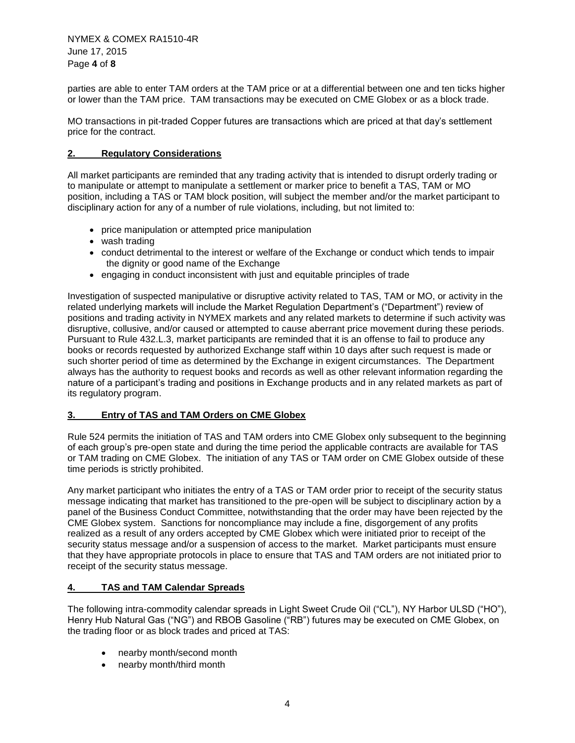parties are able to enter TAM orders at the TAM price or at a differential between one and ten ticks higher or lower than the TAM price. TAM transactions may be executed on CME Globex or as a block trade.

MO transactions in pit-traded Copper futures are transactions which are priced at that day's settlement price for the contract.

## 2. Regulatory Considerations

All market participants are reminded that any trading activity that is intended to disrupt orderly trading or to manipulate or attempt to manipulate a settlement or marker price to benefit a TAS, TAM or MO position, including a TAS or TAM block position, will subject the member and/or the market participant to disciplinary action for any of a number of rule violations, including, but not limited to:

- price manipulation or attempted price manipulation
- wash trading
- conduct detrimental to the interest or welfare of the Exchange or conduct which tends to impair the dignity or good name of the Exchange
- engaging in conduct inconsistent with just and equitable principles of trade

Investigation of suspected manipulative or disruptive activity related to TAS, TAM or MO, or activity in the related underlying markets will include the Market Regulation Department's ("Department") review of positions and trading activity in NYMEX markets and any related markets to determine if such activity was disruptive, collusive, and/or caused or attempted to cause aberrant price movement during these periods. Pursuant to Rule 432.L.3, market participants are reminded that it is an offense to fail to produce any books or records requested by authorized Exchange staff within 10 days after such request is made or such shorter period of time as determined by the Exchange in exigent circumstances. The Department always has the authority to request books and records as well as other relevant information regarding the nature of a participant's trading and positions in Exchange products and in any related markets as part of its regulatory program.

## 3. Entry of TAS and TAM Orders on CME Globex

Rule 524 permits the initiation of TAS and TAM orders into CME Globex only subsequent to the beginning of each group's pre-open state and during the time period the applicable contracts are available for TAS or TAM trading on CME Globex. The initiation of any TAS or TAM order on CME Globex outside of these time periods is strictly prohibited.

Any market participant who initiates the entry of a TAS or TAM order prior to receipt of the security status message indicating that market has transitioned to the pre-open will be subject to disciplinary action by a panel of the Business Conduct Committee, notwithstanding that the order may have been rejected by the CME Globex system. Sanctions for noncompliance may include a fine, disgorgement of any profits realized as a result of any orders accepted by CME Globex which were initiated prior to receipt of the security status message and/or a suspension of access to the market. Market participants must ensure that they have appropriate protocols in place to ensure that TAS and TAM orders are not initiated prior to receipt of the security status message.

## 4. TAS and TAM Calendar Spreads

The following intra-commodity calendar spreads in Light Sweet Crude Oil ("CL"), NY Harbor ULSD ("HO"), Henry Hub Natural Gas ("NG") and RBOB Gasoline ("RB") futures may be executed on CME Globex, on the trading floor or as block trades and priced at TAS:

- nearby month/second month
- nearby month/third month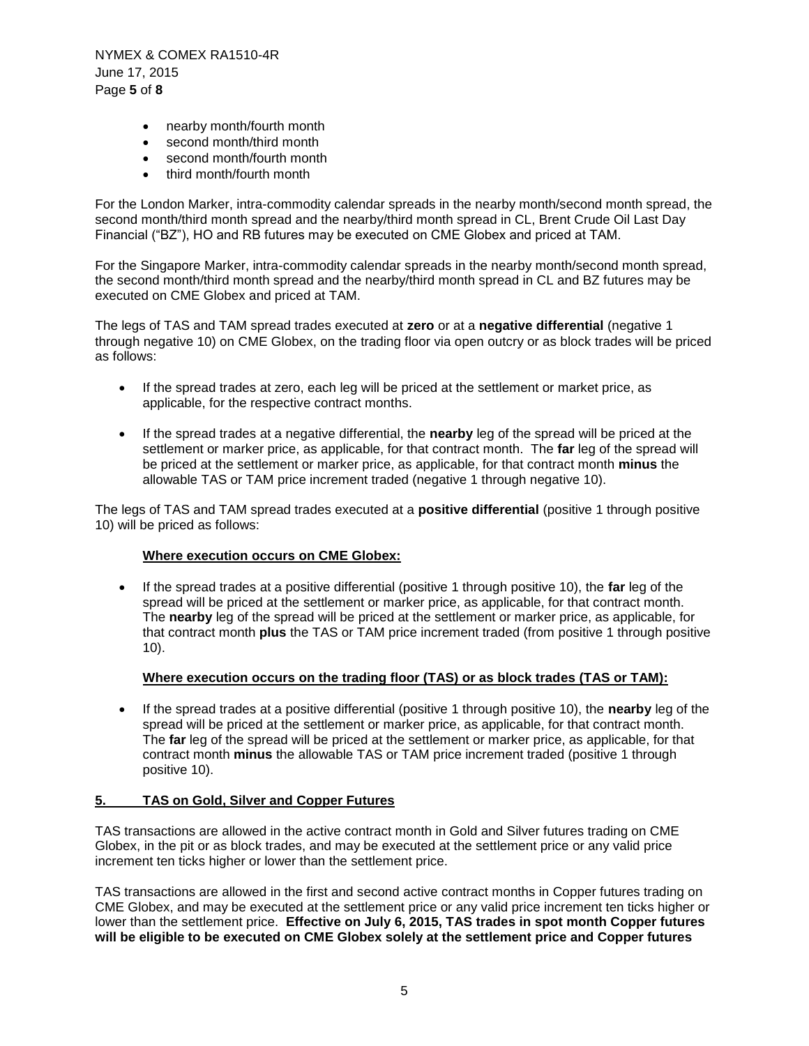- nearby month/fourth month
- second month/third month
- second month/fourth month
- third month/fourth month

For the London Marker, intra-commodity calendar spreads in the nearby month/second month spread, the second month/third month spread and the nearby/third month spread in CL, Brent Crude Oil Last Day Financial ("BZ"), HO and RB futures may be executed on CME Globex and priced at TAM.

For the Singapore Marker, intra-commodity calendar spreads in the nearby month/second month spread, the second month/third month spread and the nearby/third month spread in CL and BZ futures may be executed on CME Globex and priced at TAM.

The legs of TAS and TAM spread trades executed at **zero** or at a **negative differential** (negative 1 through negative 10) on CME Globex, on the trading floor via open outcry or as block trades will be priced as follows:

- If the spread trades at zero, each leg will be priced at the settlement or market price, as applicable, for the respective contract months.
- If the spread trades at a negative differential, the **nearby** leg of the spread will be priced at the settlement or marker price, as applicable, for that contract month. The **far** leg of the spread will be priced at the settlement or marker price, as applicable, for that contract month **minus** the allowable TAS or TAM price increment traded (negative 1 through negative 10).

The legs of TAS and TAM spread trades executed at a **positive differential** (positive 1 through positive 10) will be priced as follows:

**Where execution occurs on CME Globex:**

- If the spread trades at a positive differential (positive 1 through positive 10), the **far** leg of the spread will be priced at the settlement or marker price, as applicable, for that contract month. The **nearby** leg of the spread will be priced at the settlement or marker price, as applicable, for that contract month **plus** the TAS or TAM price increment traded (from positive 1 through positive 10).

**Where execution occurs on the trading floor (TAS) or as block trades (TAS or TAM):**

- If the spread trades at a positive differential (positive 1 through positive 10), the **nearby** leg of the spread will be priced at the settlement or marker price, as applicable, for that contract month. The **far** leg of the spread will be priced at the settlement or marker price, as applicable, for that contract month **minus** the allowable TAS or TAM price increment traded (positive 1 through positive 10).

## 5. TAS on Gold, Silver and Copper Futures

TAS transactions are allowed in the active contract month in Gold and Silver futures trading on CME Globex, in the pit or as block trades, and may be executed at the settlement price or any valid price increment ten ticks higher or lower than the settlement price.

TAS transactions are allowed in the first and second active contract months in Copper futures trading on CME Globex, and may be executed at the settlement price or any valid price increment ten ticks higher or lower than the settlement price. **Effective on July 6, 2015, TAS trades in spot month Copper futures will be eligible to be executed on CME Globex solely at the settlement price and Copper futures**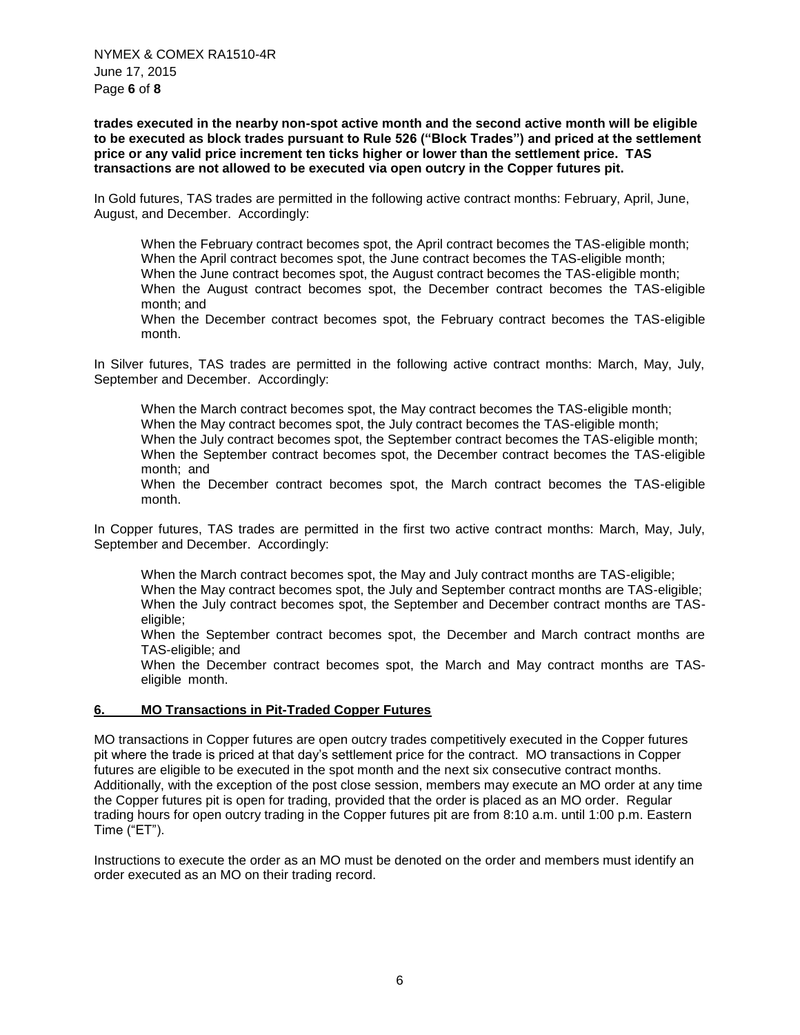**trades executed in the nearby non-spot active month and the second active month will be eligible to be executed as block trades pursuant to Rule 526 ("Block Trades") and priced at the settlement price or any valid price increment ten ticks higher or lower than the settlement price. TAS transactions are not allowed to be executed via open outcry in the Copper futures pit.**

In Gold futures, TAS trades are permitted in the following active contract months: February, April, June, August, and December. Accordingly:

> When the February contract becomes spot, the April contract becomes the TAS-eligible month;
> When the April contract becomes spot, the June contract becomes the TAS-eligible month;
> When the June contract becomes spot, the August contract becomes the TAS-eligible month;
> When the August contract becomes spot, the December contract becomes the TAS-eligible month; and
> When the December contract becomes spot, the February contract becomes the TAS-eligible month.

In Silver futures, TAS trades are permitted in the following active contract months: March, May, July, September and December. Accordingly:

> When the March contract becomes spot, the May contract becomes the TAS-eligible month;
> When the May contract becomes spot, the July contract becomes the TAS-eligible month;
> When the July contract becomes spot, the September contract becomes the TAS-eligible month;
> When the September contract becomes spot, the December contract becomes the TAS-eligible month; and
> When the December contract becomes spot, the March contract becomes the TAS-eligible month.

In Copper futures, TAS trades are permitted in the first two active contract months: March, May, July, September and December. Accordingly:

> When the March contract becomes spot, the May and July contract months are TAS-eligible;
> When the May contract becomes spot, the July and September contract months are TAS-eligible;
> When the July contract becomes spot, the September and December contract months are TAS-eligible;
> When the September contract becomes spot, the December and March contract months are TAS-eligible; and
> When the December contract becomes spot, the March and May contract months are TAS-eligible month.

## 6. MO Transactions in Pit-Traded Copper Futures

MO transactions in Copper futures are open outcry trades competitively executed in the Copper futures pit where the trade is priced at that day's settlement price for the contract. MO transactions in Copper futures are eligible to be executed in the spot month and the next six consecutive contract months. Additionally, with the exception of the post close session, members may execute an MO order at any time the Copper futures pit is open for trading, provided that the order is placed as an MO order. Regular trading hours for open outcry trading in the Copper futures pit are from 8:10 a.m. until 1:00 p.m. Eastern Time ("ET").

Instructions to execute the order as an MO must be denoted on the order and members must identify an order executed as an MO on their trading record.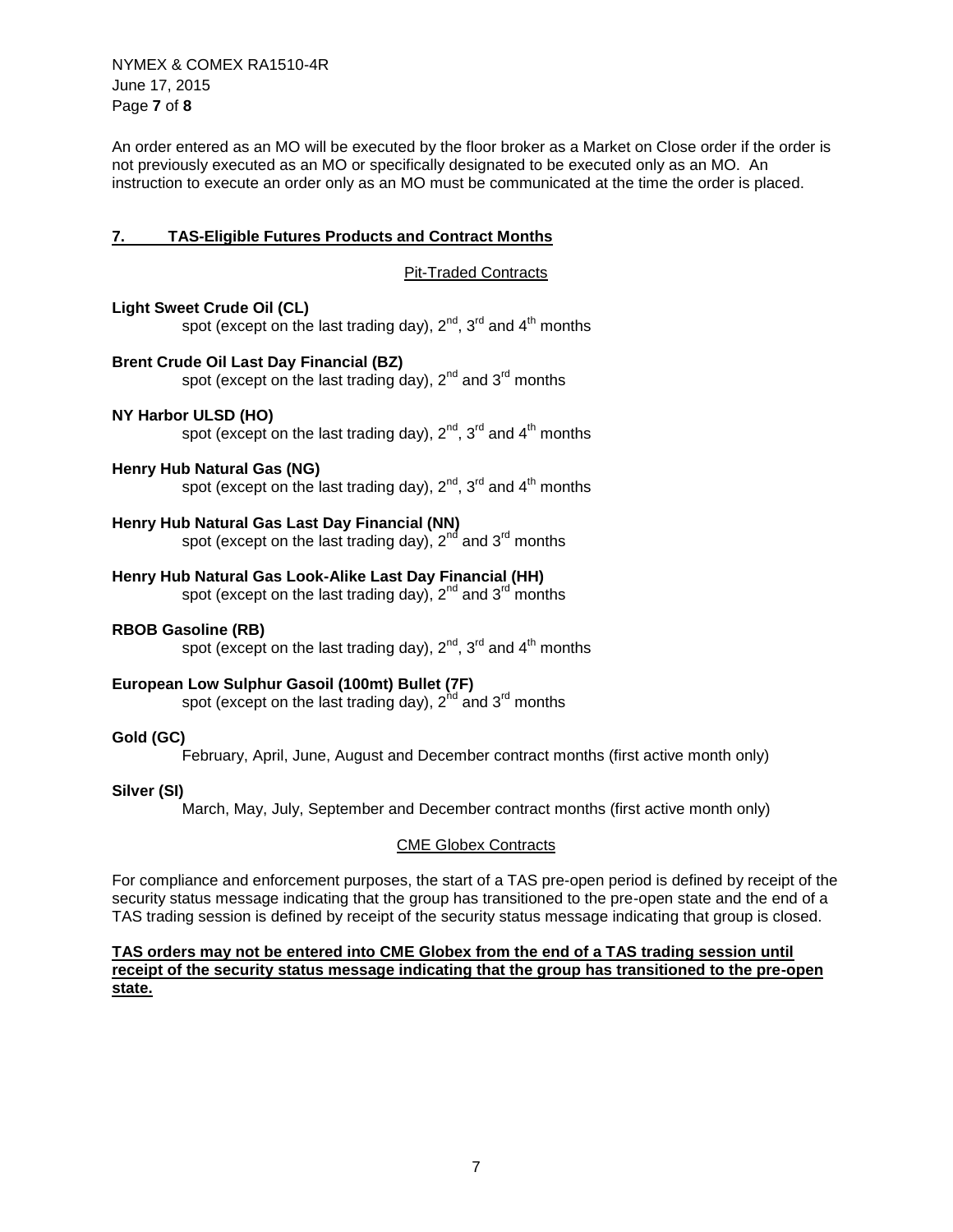An order entered as an MO will be executed by the floor broker as a Market on Close order if the order is not previously executed as an MO or specifically designated to be executed only as an MO. An instruction to execute an order only as an MO must be communicated at the time the order is placed.

## 7. TAS-Eligible Futures Products and Contract Months

### Pit-Traded Contracts

**Light Sweet Crude Oil (CL)**
spot (except on the last trading day), 2nd, 3rd and 4th months

**Brent Crude Oil Last Day Financial (BZ)**
spot (except on the last trading day), 2nd and 3rd months

**NY Harbor ULSD (HO)**
spot (except on the last trading day), 2nd, 3rd and 4th months

**Henry Hub Natural Gas (NG)**
spot (except on the last trading day), 2nd, 3rd and 4th months

**Henry Hub Natural Gas Last Day Financial (NN)**
spot (except on the last trading day), 2nd and 3rd months

**Henry Hub Natural Gas Look-Alike Last Day Financial (HH)**
spot (except on the last trading day), 2nd and 3rd months

**RBOB Gasoline (RB)**
spot (except on the last trading day), 2nd, 3rd and 4th months

**European Low Sulphur Gasoil (100mt) Bullet (7F)**
spot (except on the last trading day), 2nd and 3rd months

**Gold (GC)**
February, April, June, August and December contract months (first active month only)

**Silver (SI)**
March, May, July, September and December contract months (first active month only)

### CME Globex Contracts

For compliance and enforcement purposes, the start of a TAS pre-open period is defined by receipt of the security status message indicating that the group has transitioned to the pre-open state and the end of a TAS trading session is defined by receipt of the security status message indicating that group is closed.

**TAS orders may not be entered into CME Globex from the end of a TAS trading session until receipt of the security status message indicating that the group has transitioned to the pre-open state.**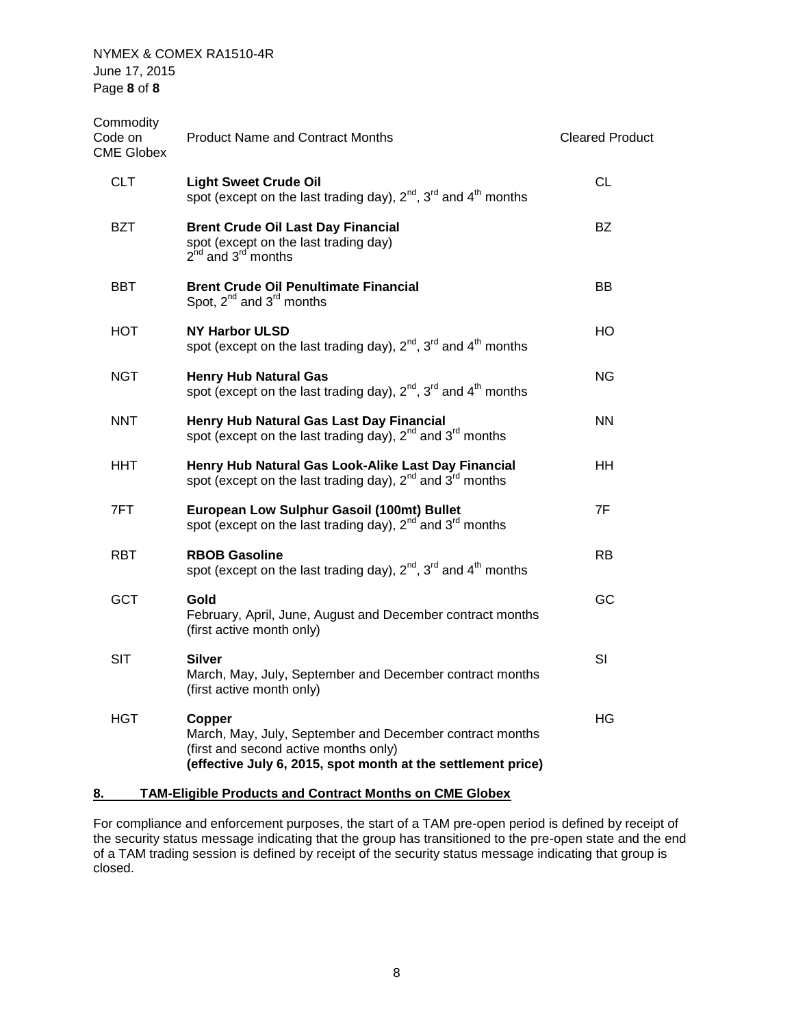| Commodity Code on CME Globex | Product Name and Contract Months | Cleared Product |
|---|---|---|
| CLT | **Light Sweet Crude Oil**<br>spot (except on the last trading day), $2^{nd}$, $3^{rd}$ and $4^{th}$ months | CL |
| BZT | **Brent Crude Oil Last Day Financial**<br>spot (except on the last trading day)<br>$2^{nd}$ and $3^{rd}$ months | BZ |
| BBT | **Brent Crude Oil Penultimate Financial**<br>Spot, $2^{nd}$ and $3^{rd}$ months | BB |
| HOT | **NY Harbor ULSD**<br>spot (except on the last trading day), $2^{nd}$, $3^{rd}$ and $4^{th}$ months | HO |
| NGT | **Henry Hub Natural Gas**<br>spot (except on the last trading day), $2^{nd}$, $3^{rd}$ and $4^{th}$ months | NG |
| NNT | **Henry Hub Natural Gas Last Day Financial**<br>spot (except on the last trading day), $2^{nd}$ and $3^{rd}$ months | NN |
| HHT | **Henry Hub Natural Gas Look-Alike Last Day Financial**<br>spot (except on the last trading day), $2^{nd}$ and $3^{rd}$ months | HH |
| 7FT | **European Low Sulphur Gasoil (100mt) Bullet**<br>spot (except on the last trading day), $2^{nd}$ and $3^{rd}$ months | 7F |
| RBT | **RBOB Gasoline**<br>spot (except on the last trading day), $2^{nd}$, $3^{rd}$ and $4^{th}$ months | RB |
| GCT | **Gold**<br>February, April, June, August and December contract months (first active month only) | GC |
| SIT | **Silver**<br>March, May, July, September and December contract months (first active month only) | SI |
| HGT | **Copper**<br>March, May, July, September and December contract months (first and second active months only)<br>**(effective July 6, 2015, spot month at the settlement price)** | HG |

## 8. TAM-Eligible Products and Contract Months on CME Globex

For compliance and enforcement purposes, the start of a TAM pre-open period is defined by receipt of the security status message indicating that the group has transitioned to the pre-open state and the end of a TAM trading session is defined by receipt of the security status message indicating that group is closed.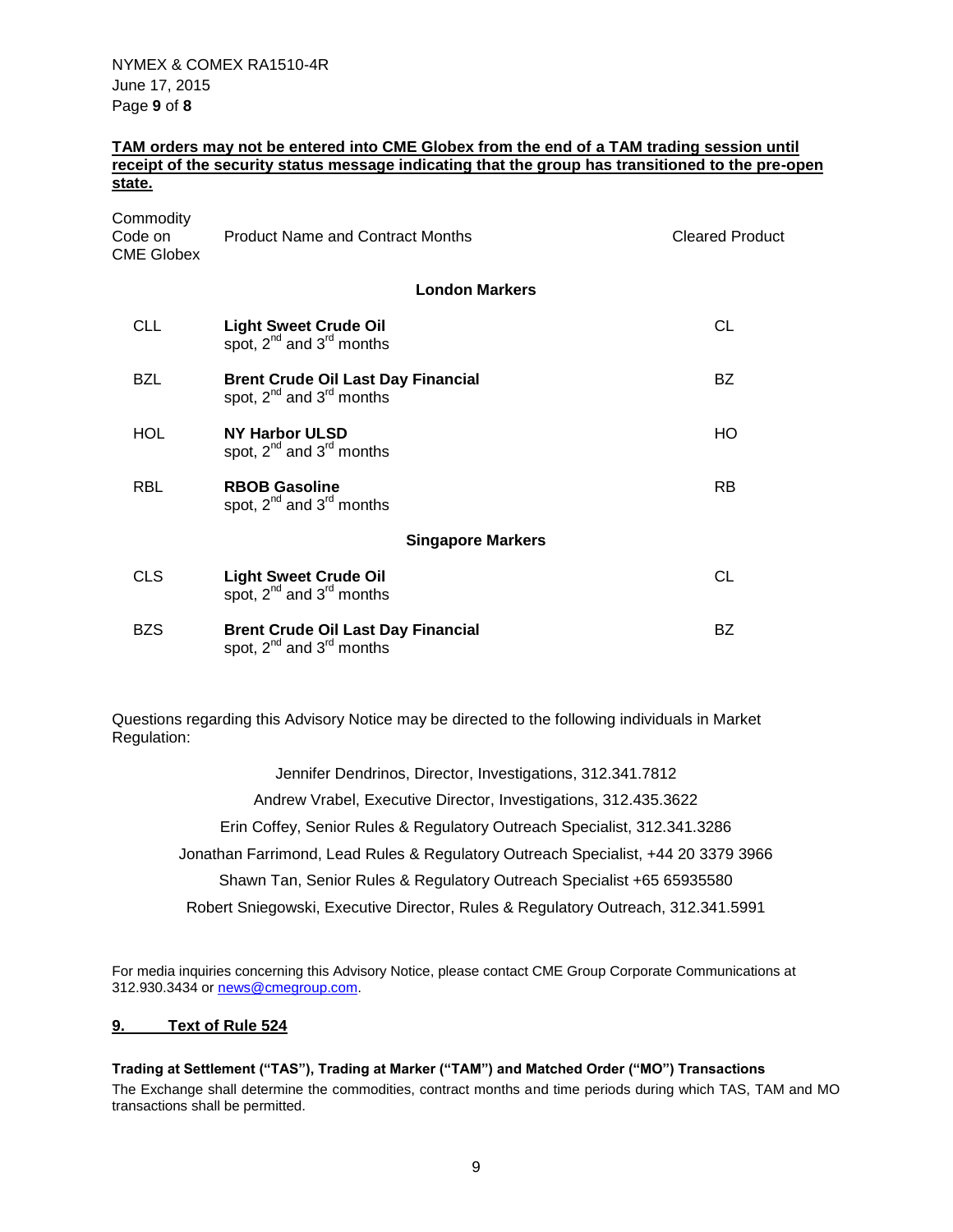**TAM orders may not be entered into CME Globex from the end of a TAM trading session until receipt of the security status message indicating that the group has transitioned to the pre-open state.**

| Commodity Code on CME Globex | Product Name and Contract Months | Cleared Product |
|---|---|---|
| | **London Markers** | |
| CLL | **Light Sweet Crude Oil** spot, 2nd and 3rd months | CL |
| BZL | **Brent Crude Oil Last Day Financial** spot, 2nd and 3rd months | BZ |
| HOL | **NY Harbor ULSD** spot, 2nd and 3rd months | HO |
| RBL | **RBOB Gasoline** spot, 2nd and 3rd months | RB |
| | **Singapore Markers** | |
| CLS | **Light Sweet Crude Oil** spot, 2nd and 3rd months | CL |
| BZS | **Brent Crude Oil Last Day Financial** spot, 2nd and 3rd months | BZ |

Questions regarding this Advisory Notice may be directed to the following individuals in Market Regulation:

Jennifer Dendrinos, Director, Investigations, 312.341.7812

Andrew Vrabel, Executive Director, Investigations, 312.435.3622

Erin Coffey, Senior Rules & Regulatory Outreach Specialist, 312.341.3286

Jonathan Farrimond, Lead Rules & Regulatory Outreach Specialist, +44 20 3379 3966

Shawn Tan, Senior Rules & Regulatory Outreach Specialist +65 65935580

Robert Sniegowski, Executive Director, Rules & Regulatory Outreach, 312.341.5991

For media inquiries concerning this Advisory Notice, please contact CME Group Corporate Communications at 312.930.3434 or news@cmegroup.com.

## 9. Text of Rule 524

**Trading at Settlement ("TAS"), Trading at Marker ("TAM") and Matched Order ("MO") Transactions**

The Exchange shall determine the commodities, contract months and time periods during which TAS, TAM and MO transactions shall be permitted.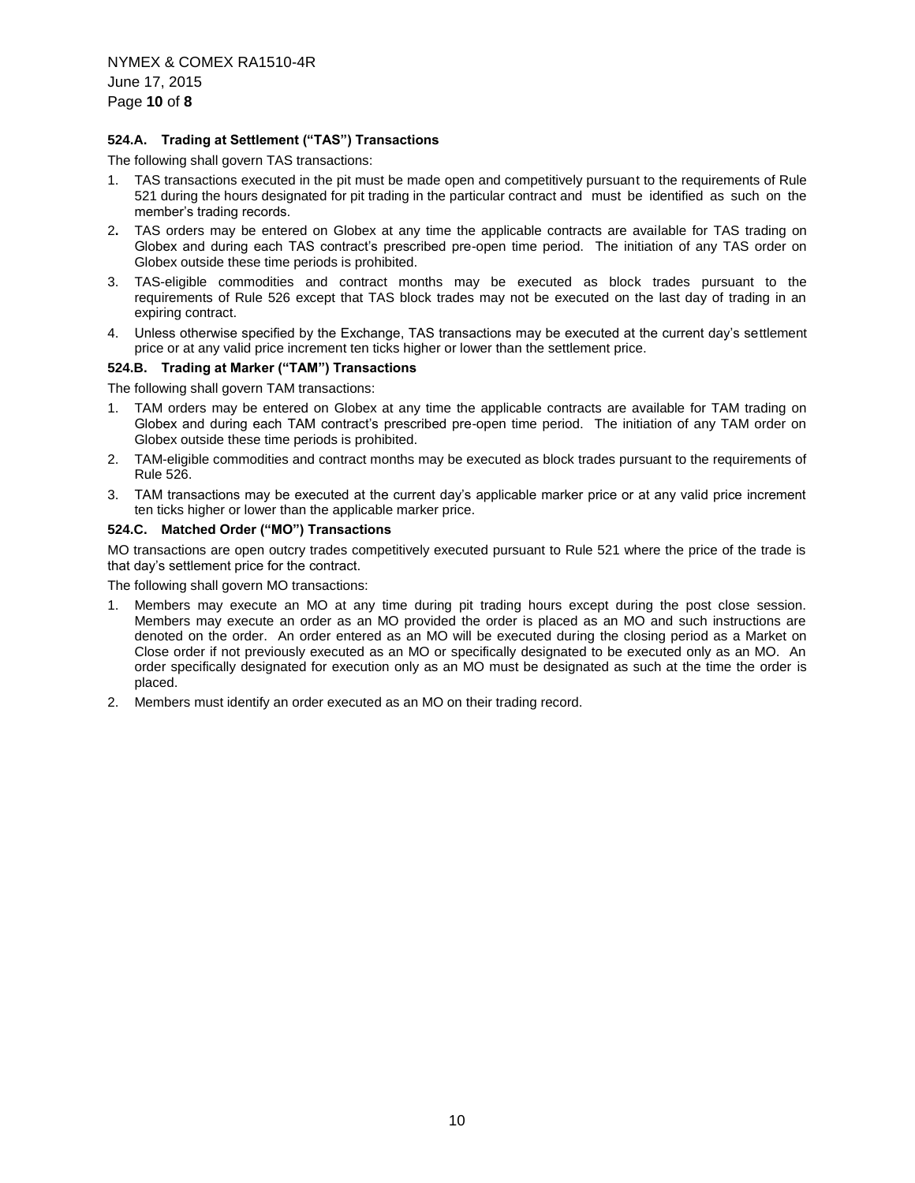### 524.A. Trading at Settlement ("TAS") Transactions

The following shall govern TAS transactions:

1. TAS transactions executed in the pit must be made open and competitively pursuant to the requirements of Rule 521 during the hours designated for pit trading in the particular contract and must be identified as such on the member's trading records.
2. TAS orders may be entered on Globex at any time the applicable contracts are available for TAS trading on Globex and during each TAS contract's prescribed pre-open time period. The initiation of any TAS order on Globex outside these time periods is prohibited.
3. TAS-eligible commodities and contract months may be executed as block trades pursuant to the requirements of Rule 526 except that TAS block trades may not be executed on the last day of trading in an expiring contract.
4. Unless otherwise specified by the Exchange, TAS transactions may be executed at the current day's settlement price or at any valid price increment ten ticks higher or lower than the settlement price.

### 524.B. Trading at Marker ("TAM") Transactions

The following shall govern TAM transactions:

1. TAM orders may be entered on Globex at any time the applicable contracts are available for TAM trading on Globex and during each TAM contract's prescribed pre-open time period. The initiation of any TAM order on Globex outside these time periods is prohibited.
2. TAM-eligible commodities and contract months may be executed as block trades pursuant to the requirements of Rule 526.
3. TAM transactions may be executed at the current day's applicable marker price or at any valid price increment ten ticks higher or lower than the applicable marker price.

### 524.C. Matched Order ("MO") Transactions

MO transactions are open outcry trades competitively executed pursuant to Rule 521 where the price of the trade is that day's settlement price for the contract.

The following shall govern MO transactions:

1. Members may execute an MO at any time during pit trading hours except during the post close session. Members may execute an order as an MO provided the order is placed as an MO and such instructions are denoted on the order. An order entered as an MO will be executed during the closing period as a Market on Close order if not previously executed as an MO or specifically designated to be executed only as an MO. An order specifically designated for execution only as an MO must be designated as such at the time the order is placed.
2. Members must identify an order executed as an MO on their trading record.